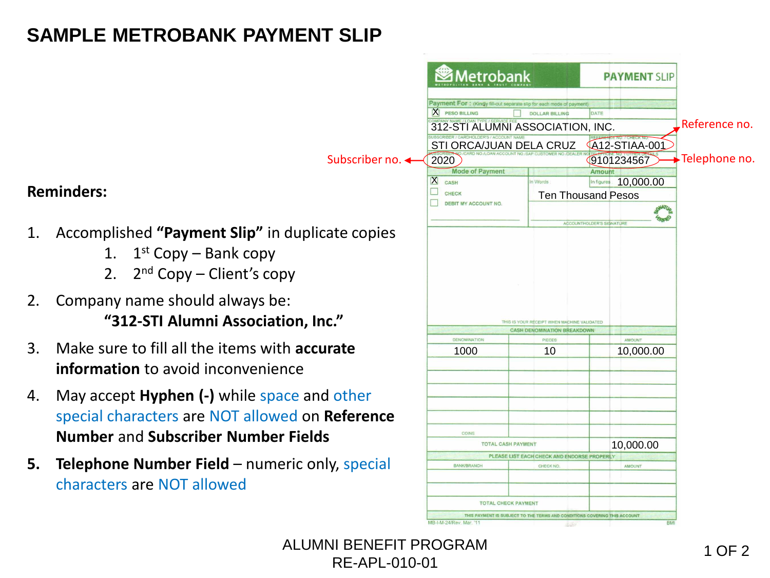# SAMPLE METROBANK PAYMENT SLIP

**Reminders:**

1. Accomplished **"Payment Slip"** in duplicate copies
    1. 1st Copy – Bank copy
    2. 2nd Copy – Client's copy
2. Company name should always be:
   **"312-STI Alumni Association, Inc."**
3. Make sure to fill all the items with **accurate information** to avoid inconvenience
4. May accept **Hyphen (-)** while space and other special characters are NOT allowed on **Reference Number** and **Subscriber Number Fields**
5. **Telephone Number Field** – numeric only, special characters are NOT allowed

**Metrobank** — METROPOLITAN BANK & TRUST COMPANY — **PAYMENT SLIP**

Payment For : (Kindly fill-out separate slip for each mode of payment)

[X] PESO BILLING [ ] DOLLAR BILLING DATE

COMPANY NAME / LOAN TYPE / SERVICE FEE: 312-STI ALUMNI ASSOCIATION, INC.

SUBSCRIBER / CARDHOLDER'S / ACCOUNT NAME: STI ORCA/JUAN DELA CRUZ

REFERENCE NO. / CHECK NO.: A12-STIAA-001 ← Reference no.

SUBSCRIBER NO./CARD NO./LOAN ACCOUNT NO./SAP CUSTOMER NO./DEALER NO.: 2020 ← Subscriber no.

TELEPHONE NO. / OTHER DETAILS: 9101234567 ← Telephone no.

| Mode of Payment | Amount | |
|---|---|---|
| [X] CASH | In Words | In figures: 10,000.00 |
| [ ] CHECK | Ten Thousand Pesos | |
| [ ] DEBIT MY ACCOUNT NO. | ACCOUNTHOLDER'S SIGNATURE | |

THIS IS YOUR RECEIPT WHEN MACHINE VALIDATED

CASH DENOMINATION BREAKDOWN

| DENOMINATION | PIECES | AMOUNT |
|---|---|---|
| 1000 | 10 | 10,000.00 |
| | | |
| | | |
| | | |
| | | |
| COINS | | |
| TOTAL CASH PAYMENT | | 10,000.00 |

PLEASE LIST EACH CHECK AND ENDORSE PROPERLY

| BANK/BRANCH | CHECK NO. | AMOUNT |
|---|---|---|
| | | |
| | | |
| TOTAL CHECK PAYMENT | | |

THIS PAYMENT IS SUBJECT TO THE TERMS AND CONDITIONS COVERING THIS ACCOUNT

MB-I-M-24/Rev. Mar. '11 BMI

ALUMNI BENEFIT PROGRAM
RE-APL-010-01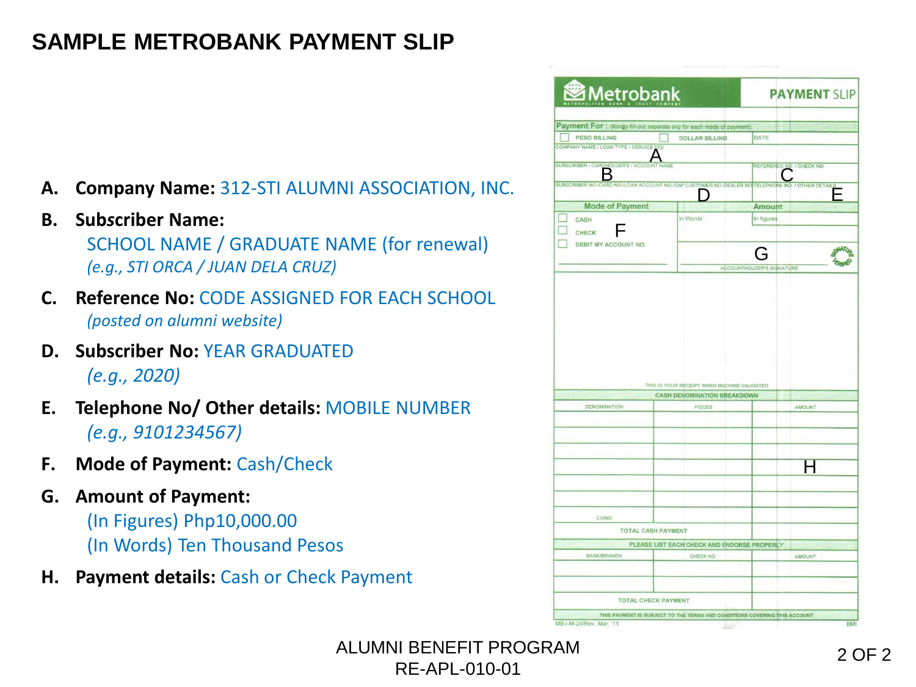# SAMPLE METROBANK PAYMENT SLIP

A. **Company Name:** 312-STI ALUMNI ASSOCIATION, INC.

B. **Subscriber Name:**
   SCHOOL NAME / GRADUATE NAME (for renewal)
   *(e.g., STI ORCA / JUAN DELA CRUZ)*

C. **Reference No:** CODE ASSIGNED FOR EACH SCHOOL
   *(posted on alumni website)*

D. **Subscriber No:** YEAR GRADUATED
   *(e.g., 2020)*

E. **Telephone No/ Other details:** MOBILE NUMBER
   *(e.g., 9101234567)*

F. **Mode of Payment:** Cash/Check

G. **Amount of Payment:**
   (In Figures) Php10,000.00
   (In Words) Ten Thousand Pesos

H. **Payment details:** Cash or Check Payment

Metrobank
METROPOLITAN BANK & TRUST COMPANY

PAYMENT SLIP

Payment For : (Kindly fill-out separate slip for each mode of payment)

PESO BILLING | DOLLAR BILLING | DATE

COMPANY NAME / LOAN TYPE / SERVICE FEE — A

SUBSCRIBER / CARDHOLDER'S / ACCOUNT NAME — B | REFERENCE NO. / CHECK NO. — C

SUBSCRIBER NO./CARD NO./LOAN ACCOUNT NO./SAP CUSTOMER NO./DEALER NO. — D | TELEPHONE NO. / OTHER DETAILS — E

| Mode of Payment | Amount | |
|---|---|---|
| CASH / CHECK / DEBIT MY ACCOUNT NO. — F | In Words | In figures |
| | G — ACCOUNTHOLDER'S SIGNATURE | SIGNATURE VERIFIED |

THIS IS YOUR RECEIPT WHEN MACHINE VALIDATED

CASH DENOMINATION BREAKDOWN

| DENOMINATION | PIECES | AMOUNT |
|---|---|---|
| | | |
| | | |
| | | |
| | | H |
| | | |
| | | |
| COINS | | |
| TOTAL CASH PAYMENT | | |

PLEASE LIST EACH CHECK AND ENDORSE PROPERLY

| BANK/BRANCH | CHECK NO. | AMOUNT |
|---|---|---|
| | | |
| | | |
| TOTAL CHECK PAYMENT | | |

THIS PAYMENT IS SUBJECT TO THE TERMS AND CONDITIONS COVERING THIS ACCOUNT

MB-I-M-24/Rev. Mar. '11 BMI

ALUMNI BENEFIT PROGRAM
RE-APL-010-01